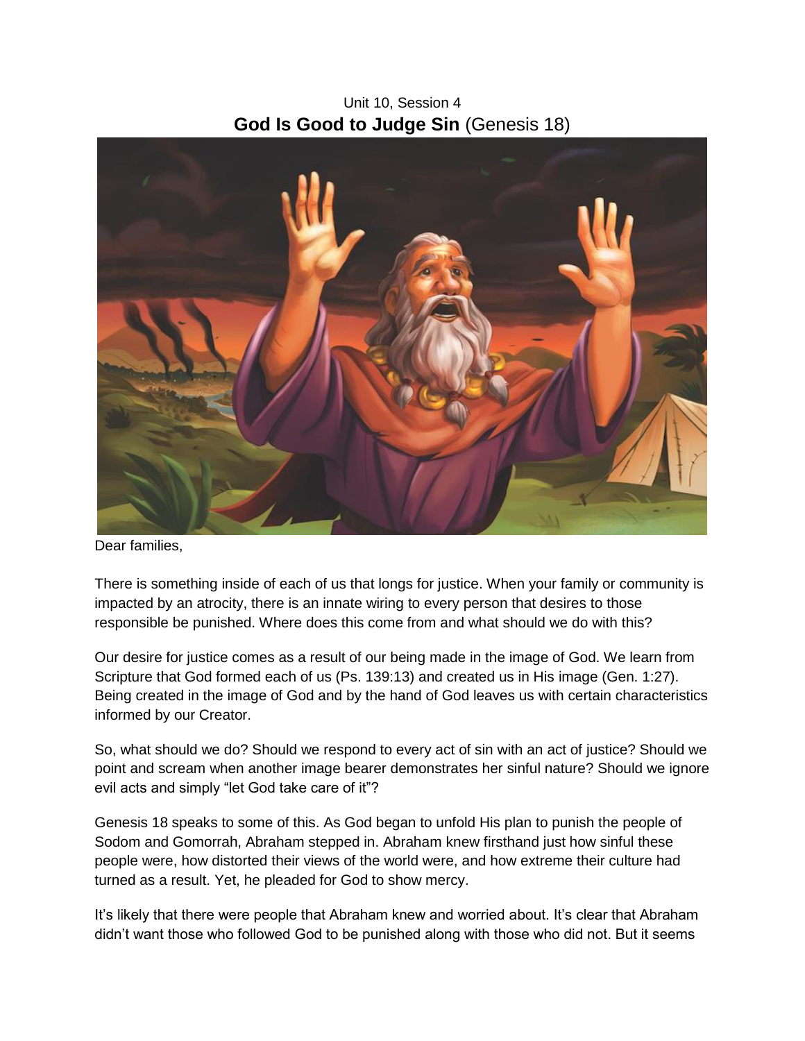Unit 10, Session 4

# **God Is Good to Judge Sin** (Genesis 18)

Dear families,

There is something inside of each of us that longs for justice. When your family or community is impacted by an atrocity, there is an innate wiring to every person that desires to those responsible be punished. Where does this come from and what should we do with this?

Our desire for justice comes as a result of our being made in the image of God. We learn from Scripture that God formed each of us (Ps. 139:13) and created us in His image (Gen. 1:27). Being created in the image of God and by the hand of God leaves us with certain characteristics informed by our Creator.

So, what should we do? Should we respond to every act of sin with an act of justice? Should we point and scream when another image bearer demonstrates her sinful nature? Should we ignore evil acts and simply "let God take care of it"?

Genesis 18 speaks to some of this. As God began to unfold His plan to punish the people of Sodom and Gomorrah, Abraham stepped in. Abraham knew firsthand just how sinful these people were, how distorted their views of the world were, and how extreme their culture had turned as a result. Yet, he pleaded for God to show mercy.

It's likely that there were people that Abraham knew and worried about. It's clear that Abraham didn't want those who followed God to be punished along with those who did not. But it seems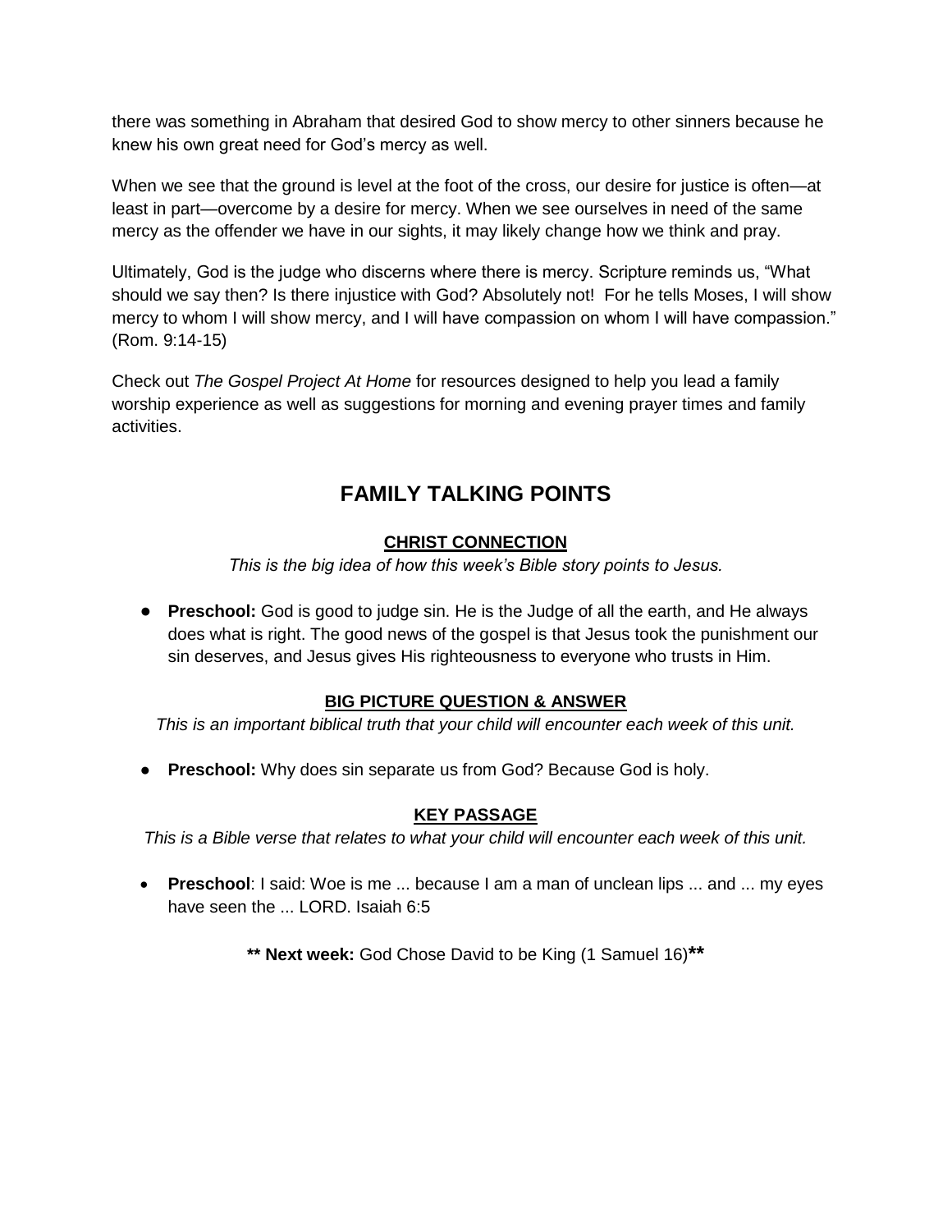there was something in Abraham that desired God to show mercy to other sinners because he knew his own great need for God's mercy as well.

When we see that the ground is level at the foot of the cross, our desire for justice is often—at least in part—overcome by a desire for mercy. When we see ourselves in need of the same mercy as the offender we have in our sights, it may likely change how we think and pray.

Ultimately, God is the judge who discerns where there is mercy. Scripture reminds us, "What should we say then? Is there injustice with God? Absolutely not! For he tells Moses, I will show mercy to whom I will show mercy, and I will have compassion on whom I will have compassion." (Rom. 9:14-15)

Check out *The Gospel Project At Home* for resources designed to help you lead a family worship experience as well as suggestions for morning and evening prayer times and family activities.

## FAMILY TALKING POINTS

### CHRIST CONNECTION

*This is the big idea of how this week's Bible story points to Jesus.*

- **Preschool:** God is good to judge sin. He is the Judge of all the earth, and He always does what is right. The good news of the gospel is that Jesus took the punishment our sin deserves, and Jesus gives His righteousness to everyone who trusts in Him.

### BIG PICTURE QUESTION & ANSWER

*This is an important biblical truth that your child will encounter each week of this unit.*

- **Preschool:** Why does sin separate us from God? Because God is holy.

### KEY PASSAGE

*This is a Bible verse that relates to what your child will encounter each week of this unit.*

- **Preschool**: I said: Woe is me ... because I am a man of unclean lips ... and ... my eyes have seen the ... LORD. Isaiah 6:5

**\*\* Next week:** God Chose David to be King (1 Samuel 16)**\*\***